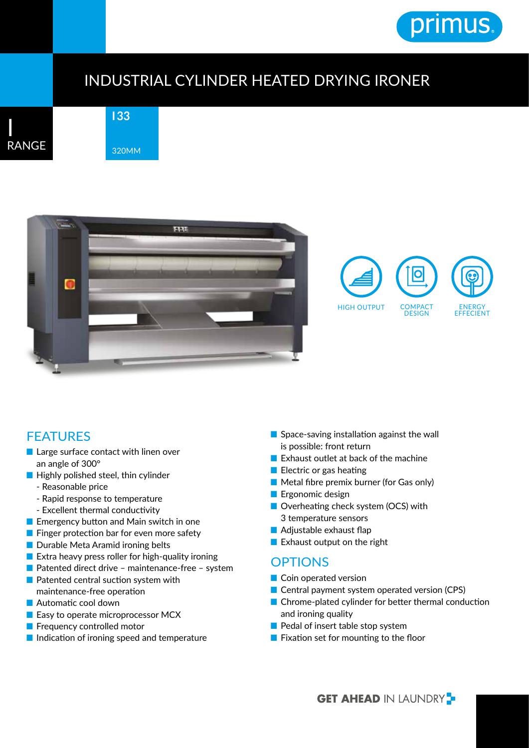primus

# INDUSTRIAL CYLINDER HEATED DRYING IRONER

I RANGE

I33

320MM

HIGH OUTPUT | COMPACT DESIGN | ENERGY EFFECIENT

## FEATURES

- Large surface contact with linen over an angle of 300°
- Highly polished steel, thin cylinder
  - Reasonable price
  - Rapid response to temperature
  - Excellent thermal conductivity
- Emergency button and Main switch in one
- Finger protection bar for even more safety
- Durable Meta Aramid ironing belts
- Extra heavy press roller for high-quality ironing
- Patented direct drive – maintenance-free – system
- Patented central suction system with maintenance-free operation
- Automatic cool down
- Easy to operate microprocessor MCX
- Frequency controlled motor
- Indication of ironing speed and temperature
- Space-saving installation against the wall is possible: front return
- Exhaust outlet at back of the machine
- Electric or gas heating
- Metal fibre premix burner (for Gas only)
- Ergonomic design
- Overheating check system (OCS) with 3 temperature sensors
- Adjustable exhaust flap
- Exhaust output on the right

## OPTIONS

- Coin operated version
- Central payment system operated version (CPS)
- Chrome-plated cylinder for better thermal conduction and ironing quality
- Pedal of insert table stop system
- Fixation set for mounting to the floor

**GET AHEAD** IN LAUNDRY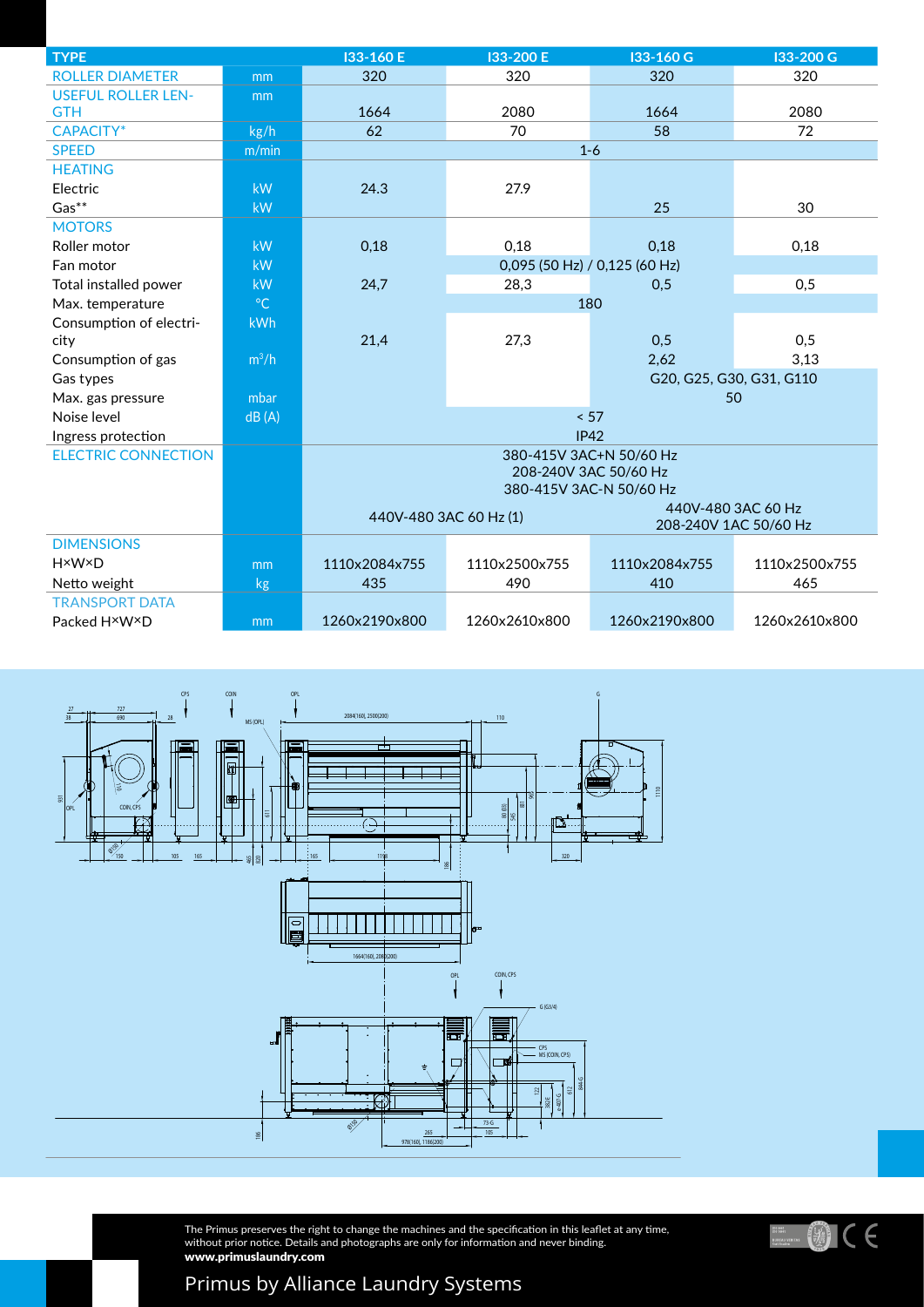| TYPE | | I33-160 E | I33-200 E | I33-160 G | I33-200 G |
|---|---|---|---|---|---|
| ROLLER DIAMETER | mm | 320 | 320 | 320 | 320 |
| USEFUL ROLLER LENGTH | mm | 1664 | 2080 | 1664 | 2080 |
| CAPACITY* | kg/h | 62 | 70 | 58 | 72 |
| SPEED | m/min | 1-6 | | | |
| HEATING | | | | | |
| Electric | kW | 24.3 | 27.9 | | |
| Gas** | kW | | | 25 | 30 |
| MOTORS | | | | | |
| Roller motor | kW | 0,18 | 0,18 | 0,18 | 0,18 |
| Fan motor | kW | 0,095 (50 Hz) / 0,125 (60 Hz) | | | |
| Total installed power | kW | 24,7 | 28,3 | 0,5 | 0,5 |
| Max. temperature | °C | 180 | | | |
| Consumption of electricity | kWh | 21,4 | 27,3 | 0,5 | 0,5 |
| Consumption of gas | $m^3$/h | | | 2,62 | 3,13 |
| Gas types | | | | G20, G25, G30, G31, G110 | |
| Max. gas pressure | mbar | | | 50 | |
| Noise level | dB (A) | < 57 | | | |
| Ingress protection | | IP42 | | | |
| ELECTRIC CONNECTION | | 380-415V 3AC+N 50/60 Hz<br>208-240V 3AC 50/60 Hz<br>380-415V 3AC-N 50/60 Hz | | | |
| | | 440V-480 3AC 60 Hz (1) | | 440V-480 3AC 60 Hz<br>208-240V 1AC 50/60 Hz | |
| DIMENSIONS | | | | | |
| H×W×D | mm | 1110x2084x755 | 1110x2500x755 | 1110x2084x755 | 1110x2500x755 |
| Netto weight | kg | 435 | 490 | 410 | 465 |
| TRANSPORT DATA | | | | | |
| Packed H×W×D | mm | 1260x2190x800 | 1260x2610x800 | 1260x2190x800 | 1260x2610x800 |

CPS
COIN
OPL
G
27
38
727
690
28
MS (OPL)
2084(160), 2500(200)
110
931
OPL
COIN, CPS
Ø150
150
105
165
465
820
611
165
1198
186
80 (G)
545
881
963
1110
320
1664(160), 2080(200)
OPL
COIN, CPS
G (G3/4)
CPS
MS (COIN, CPS)
122
382-E
407-G
612
844-G
73-G
105
265
978(160), 1186(200)
Ø150
186

The Primus preserves the right to change the machines and the specification in this leaflet at any time, without prior notice. Details and photographs are only for information and never binding.
**www.primuslaundry.com**

Primus by Alliance Laundry Systems